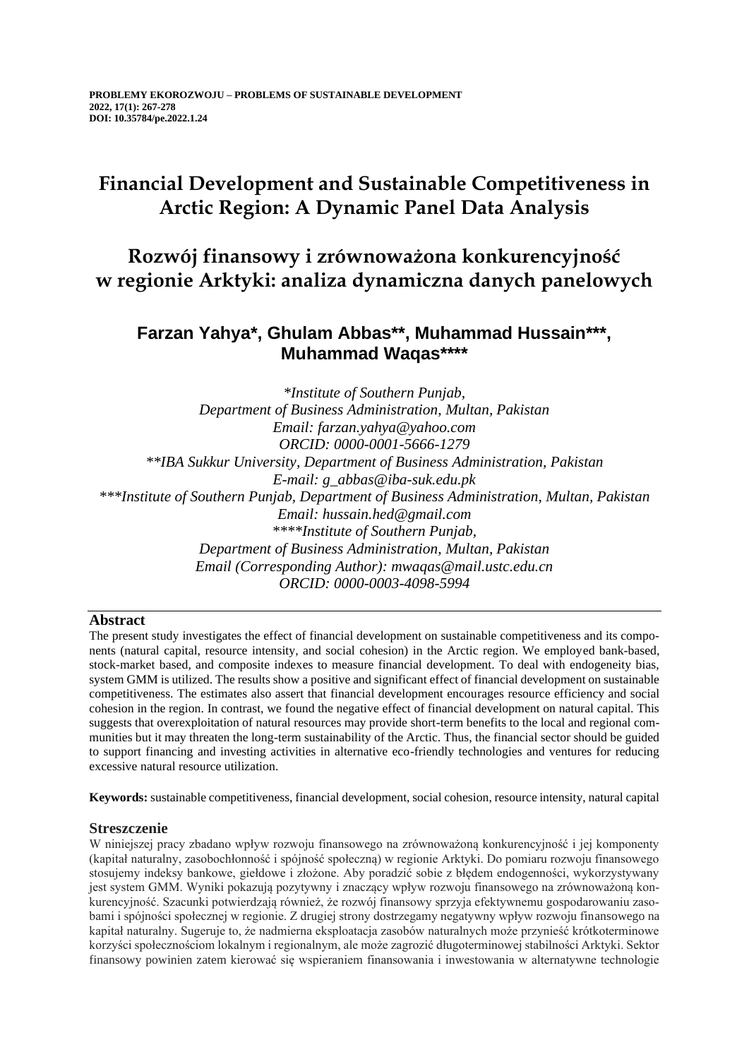**PROBLEMY EKOROZWOJU – PROBLEMS OF SUSTAINABLE DEVELOPMENT**
**2022, 17(1): 267-278**
**DOI: 10.35784/pe.2022.1.24**

# Financial Development and Sustainable Competitiveness in Arctic Region: A Dynamic Panel Data Analysis

# Rozwój finansowy i zrównoważona konkurencyjność w regionie Arktyki: analiza dynamiczna danych panelowych

## Farzan Yahya*, Ghulam Abbas**, Muhammad Hussain***, Muhammad Waqas****

*\*Institute of Southern Punjab,*
*Department of Business Administration, Multan, Pakistan*
*Email: farzan.yahya@yahoo.com*
*ORCID: 0000-0001-5666-1279*
*\*\*IBA Sukkur University, Department of Business Administration, Pakistan*
*E-mail: g_abbas@iba-suk.edu.pk*
*\*\*\*Institute of Southern Punjab, Department of Business Administration, Multan, Pakistan*
*Email: hussain.hed@gmail.com*
*\*\*\*\*Institute of Southern Punjab,*
*Department of Business Administration, Multan, Pakistan*
*Email (Corresponding Author): mwaqas@mail.ustc.edu.cn*
*ORCID: 0000-0003-4098-5994*

## Abstract

The present study investigates the effect of financial development on sustainable competitiveness and its components (natural capital, resource intensity, and social cohesion) in the Arctic region. We employed bank-based, stock-market based, and composite indexes to measure financial development. To deal with endogeneity bias, system GMM is utilized. The results show a positive and significant effect of financial development on sustainable competitiveness. The estimates also assert that financial development encourages resource efficiency and social cohesion in the region. In contrast, we found the negative effect of financial development on natural capital. This suggests that overexploitation of natural resources may provide short-term benefits to the local and regional communities but it may threaten the long-term sustainability of the Arctic. Thus, the financial sector should be guided to support financing and investing activities in alternative eco-friendly technologies and ventures for reducing excessive natural resource utilization.

**Keywords:** sustainable competitiveness, financial development, social cohesion, resource intensity, natural capital

## Streszczenie

W niniejszej pracy zbadano wpływ rozwoju finansowego na zrównoważoną konkurencyjność i jej komponenty (kapitał naturalny, zasobochłonność i spójność społeczną) w regionie Arktyki. Do pomiaru rozwoju finansowego stosujemy indeksy bankowe, giełdowe i złożone. Aby poradzić sobie z błędem endogenności, wykorzystywany jest system GMM. Wyniki pokazują pozytywny i znaczący wpływ rozwoju finansowego na zrównoważoną konkurencyjność. Szacunki potwierdzają również, że rozwój finansowy sprzyja efektywnemu gospodarowaniu zasobami i spójności społecznej w regionie. Z drugiej strony dostrzegamy negatywny wpływ rozwoju finansowego na kapitał naturalny. Sugeruje to, że nadmierna eksploatacja zasobów naturalnych może przynieść krótkoterminowe korzyści społecznościom lokalnym i regionalnym, ale może zagrozić długoterminowej stabilności Arktyki. Sektor finansowy powinien zatem kierować się wspieraniem finansowania i inwestowania w alternatywne technologie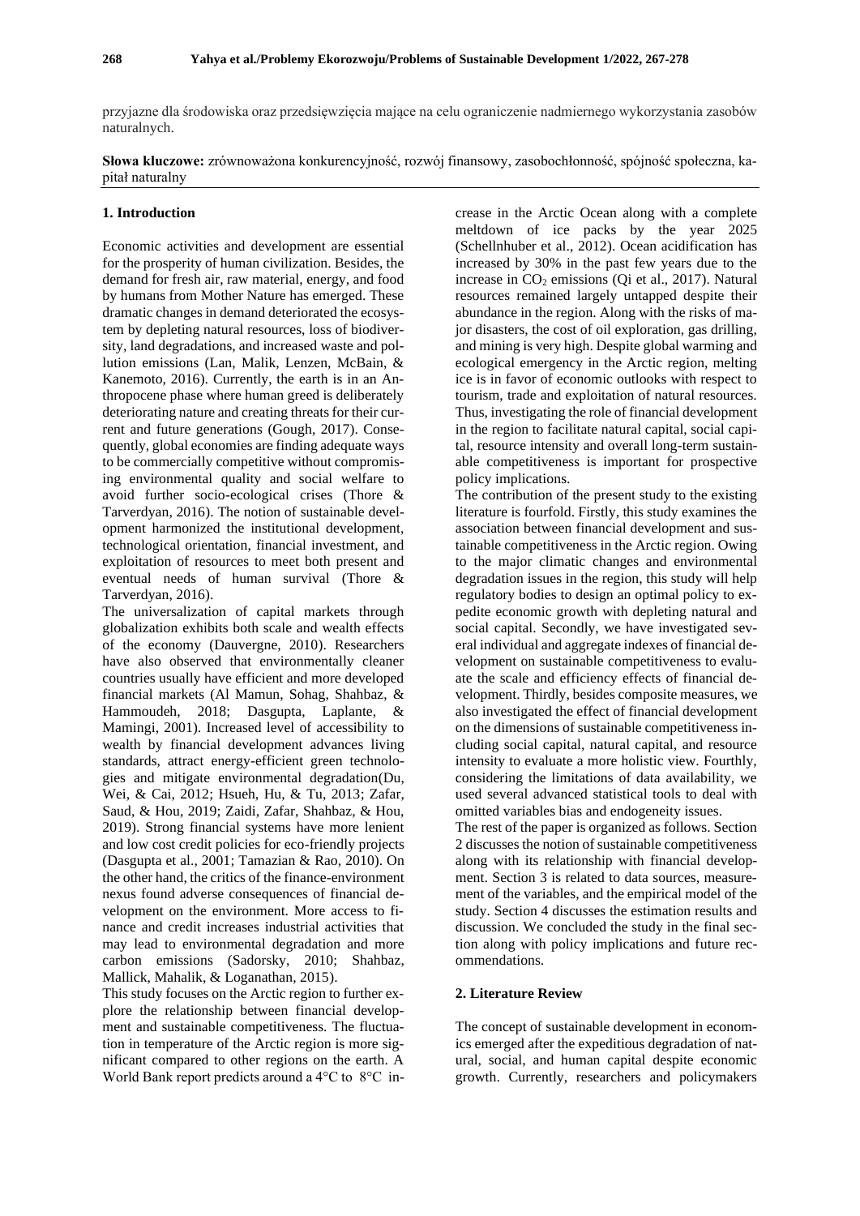przyjazne dla środowiska oraz przedsięwzięcia mające na celu ograniczenie nadmiernego wykorzystania zasobów naturalnych.

**Słowa kluczowe:** zrównoważona konkurencyjność, rozwój finansowy, zasobochłonność, spójność społeczna, kapitał naturalny

## 1. Introduction

Economic activities and development are essential for the prosperity of human civilization. Besides, the demand for fresh air, raw material, energy, and food by humans from Mother Nature has emerged. These dramatic changes in demand deteriorated the ecosystem by depleting natural resources, loss of biodiversity, land degradations, and increased waste and pollution emissions (Lan, Malik, Lenzen, McBain, & Kanemoto, 2016). Currently, the earth is in an Anthropocene phase where human greed is deliberately deteriorating nature and creating threats for their current and future generations (Gough, 2017). Consequently, global economies are finding adequate ways to be commercially competitive without compromising environmental quality and social welfare to avoid further socio-ecological crises (Thore & Tarverdyan, 2016). The notion of sustainable development harmonized the institutional development, technological orientation, financial investment, and exploitation of resources to meet both present and eventual needs of human survival (Thore & Tarverdyan, 2016).

The universalization of capital markets through globalization exhibits both scale and wealth effects of the economy (Dauvergne, 2010). Researchers have also observed that environmentally cleaner countries usually have efficient and more developed financial markets (Al Mamun, Sohag, Shahbaz, & Hammoudeh, 2018; Dasgupta, Laplante, & Mamingi, 2001). Increased level of accessibility to wealth by financial development advances living standards, attract energy-efficient green technologies and mitigate environmental degradation(Du, Wei, & Cai, 2012; Hsueh, Hu, & Tu, 2013; Zafar, Saud, & Hou, 2019; Zaidi, Zafar, Shahbaz, & Hou, 2019). Strong financial systems have more lenient and low cost credit policies for eco-friendly projects (Dasgupta et al., 2001; Tamazian & Rao, 2010). On the other hand, the critics of the finance-environment nexus found adverse consequences of financial development on the environment. More access to finance and credit increases industrial activities that may lead to environmental degradation and more carbon emissions (Sadorsky, 2010; Shahbaz, Mallick, Mahalik, & Loganathan, 2015).

This study focuses on the Arctic region to further explore the relationship between financial development and sustainable competitiveness. The fluctuation in temperature of the Arctic region is more significant compared to other regions on the earth. A World Bank report predicts around a 4°C to 8°C increase in the Arctic Ocean along with a complete meltdown of ice packs by the year 2025 (Schellnhuber et al., 2012). Ocean acidification has increased by 30% in the past few years due to the increase in $CO_2$ emissions (Qi et al., 2017). Natural resources remained largely untapped despite their abundance in the region. Along with the risks of major disasters, the cost of oil exploration, gas drilling, and mining is very high. Despite global warming and ecological emergency in the Arctic region, melting ice is in favor of economic outlooks with respect to tourism, trade and exploitation of natural resources. Thus, investigating the role of financial development in the region to facilitate natural capital, social capital, resource intensity and overall long-term sustainable competitiveness is important for prospective policy implications.

The contribution of the present study to the existing literature is fourfold. Firstly, this study examines the association between financial development and sustainable competitiveness in the Arctic region. Owing to the major climatic changes and environmental degradation issues in the region, this study will help regulatory bodies to design an optimal policy to expedite economic growth with depleting natural and social capital. Secondly, we have investigated several individual and aggregate indexes of financial development on sustainable competitiveness to evaluate the scale and efficiency effects of financial development. Thirdly, besides composite measures, we also investigated the effect of financial development on the dimensions of sustainable competitiveness including social capital, natural capital, and resource intensity to evaluate a more holistic view. Fourthly, considering the limitations of data availability, we used several advanced statistical tools to deal with omitted variables bias and endogeneity issues.

The rest of the paper is organized as follows. Section 2 discusses the notion of sustainable competitiveness along with its relationship with financial development. Section 3 is related to data sources, measurement of the variables, and the empirical model of the study. Section 4 discusses the estimation results and discussion. We concluded the study in the final section along with policy implications and future recommendations.

## 2. Literature Review

The concept of sustainable development in economics emerged after the expeditious degradation of natural, social, and human capital despite economic growth. Currently, researchers and policymakers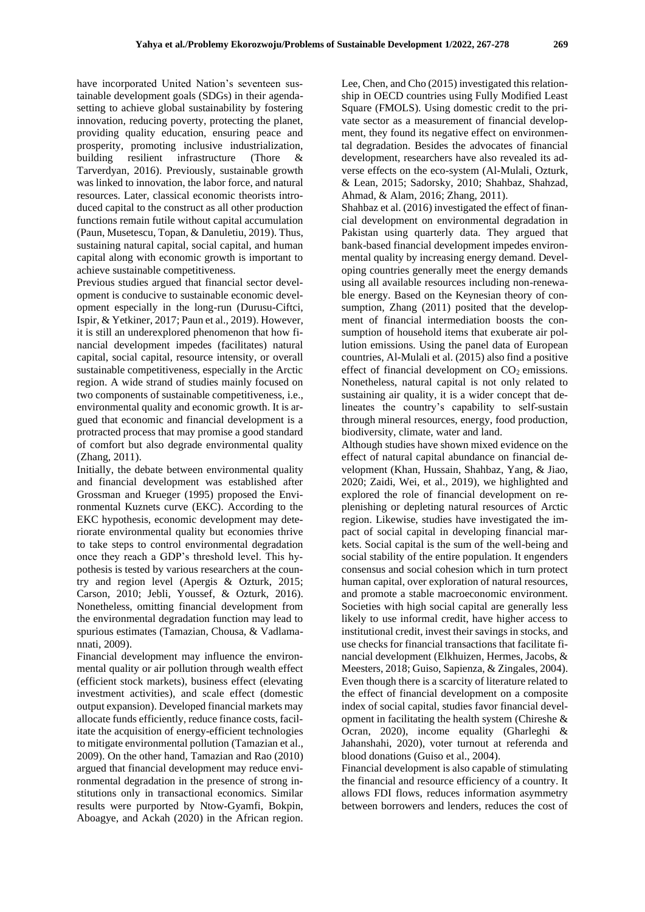have incorporated United Nation's seventeen sustainable development goals (SDGs) in their agenda-setting to achieve global sustainability by fostering innovation, reducing poverty, protecting the planet, providing quality education, ensuring peace and prosperity, promoting inclusive industrialization, building resilient infrastructure (Thore & Tarverdyan, 2016). Previously, sustainable growth was linked to innovation, the labor force, and natural resources. Later, classical economic theorists introduced capital to the construct as all other production functions remain futile without capital accumulation (Paun, Musetescu, Topan, & Danuletiu, 2019). Thus, sustaining natural capital, social capital, and human capital along with economic growth is important to achieve sustainable competitiveness.

Previous studies argued that financial sector development is conducive to sustainable economic development especially in the long-run (Durusu-Ciftci, Ispir, & Yetkiner, 2017; Paun et al., 2019). However, it is still an underexplored phenomenon that how financial development impedes (facilitates) natural capital, social capital, resource intensity, or overall sustainable competitiveness, especially in the Arctic region. A wide strand of studies mainly focused on two components of sustainable competitiveness, i.e., environmental quality and economic growth. It is argued that economic and financial development is a protracted process that may promise a good standard of comfort but also degrade environmental quality (Zhang, 2011).

Initially, the debate between environmental quality and financial development was established after Grossman and Krueger (1995) proposed the Environmental Kuznets curve (EKC). According to the EKC hypothesis, economic development may deteriorate environmental quality but economies thrive to take steps to control environmental degradation once they reach a GDP's threshold level. This hypothesis is tested by various researchers at the country and region level (Apergis & Ozturk, 2015; Carson, 2010; Jebli, Youssef, & Ozturk, 2016). Nonetheless, omitting financial development from the environmental degradation function may lead to spurious estimates (Tamazian, Chousa, & Vadlamannati, 2009).

Financial development may influence the environmental quality or air pollution through wealth effect (efficient stock markets), business effect (elevating investment activities), and scale effect (domestic output expansion). Developed financial markets may allocate funds efficiently, reduce finance costs, facilitate the acquisition of energy-efficient technologies to mitigate environmental pollution (Tamazian et al., 2009). On the other hand, Tamazian and Rao (2010) argued that financial development may reduce environmental degradation in the presence of strong institutions only in transactional economics. Similar results were purported by Ntow-Gyamfi, Bokpin, Aboagye, and Ackah (2020) in the African region. Lee, Chen, and Cho (2015) investigated this relationship in OECD countries using Fully Modified Least Square (FMOLS). Using domestic credit to the private sector as a measurement of financial development, they found its negative effect on environmental degradation. Besides the advocates of financial development, researchers have also revealed its adverse effects on the eco-system (Al-Mulali, Ozturk, & Lean, 2015; Sadorsky, 2010; Shahbaz, Shahzad, Ahmad, & Alam, 2016; Zhang, 2011).

Shahbaz et al. (2016) investigated the effect of financial development on environmental degradation in Pakistan using quarterly data. They argued that bank-based financial development impedes environmental quality by increasing energy demand. Developing countries generally meet the energy demands using all available resources including non-renewable energy. Based on the Keynesian theory of consumption, Zhang (2011) posited that the development of financial intermediation boosts the consumption of household items that exuberate air pollution emissions. Using the panel data of European countries, Al-Mulali et al. (2015) also find a positive effect of financial development on $CO_2$ emissions. Nonetheless, natural capital is not only related to sustaining air quality, it is a wider concept that delineates the country's capability to self-sustain through mineral resources, energy, food production, biodiversity, climate, water and land.

Although studies have shown mixed evidence on the effect of natural capital abundance on financial development (Khan, Hussain, Shahbaz, Yang, & Jiao, 2020; Zaidi, Wei, et al., 2019), we highlighted and explored the role of financial development on replenishing or depleting natural resources of Arctic region. Likewise, studies have investigated the impact of social capital in developing financial markets. Social capital is the sum of the well-being and social stability of the entire population. It engenders consensus and social cohesion which in turn protect human capital, over exploration of natural resources, and promote a stable macroeconomic environment. Societies with high social capital are generally less likely to use informal credit, have higher access to institutional credit, invest their savings in stocks, and use checks for financial transactions that facilitate financial development (Elkhuizen, Hermes, Jacobs, & Meesters, 2018; Guiso, Sapienza, & Zingales, 2004). Even though there is a scarcity of literature related to the effect of financial development on a composite index of social capital, studies favor financial development in facilitating the health system (Chireshe & Ocran, 2020), income equality (Gharleghi & Jahanshahi, 2020), voter turnout at referenda and blood donations (Guiso et al., 2004).

Financial development is also capable of stimulating the financial and resource efficiency of a country. It allows FDI flows, reduces information asymmetry between borrowers and lenders, reduces the cost of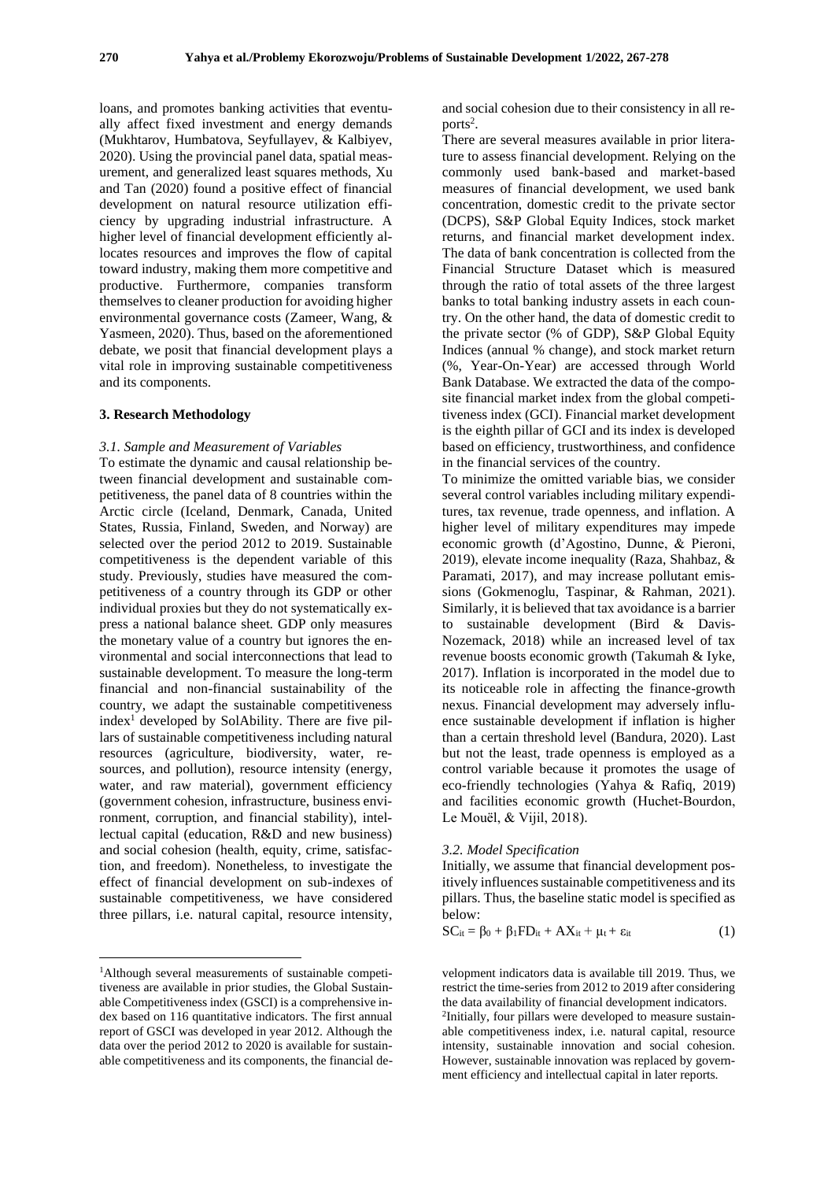loans, and promotes banking activities that eventually affect fixed investment and energy demands (Mukhtarov, Humbatova, Seyfullayev, & Kalbiyev, 2020). Using the provincial panel data, spatial measurement, and generalized least squares methods, Xu and Tan (2020) found a positive effect of financial development on natural resource utilization efficiency by upgrading industrial infrastructure. A higher level of financial development efficiently allocates resources and improves the flow of capital toward industry, making them more competitive and productive. Furthermore, companies transform themselves to cleaner production for avoiding higher environmental governance costs (Zameer, Wang, & Yasmeen, 2020). Thus, based on the aforementioned debate, we posit that financial development plays a vital role in improving sustainable competitiveness and its components.

## 3. Research Methodology

### *3.1. Sample and Measurement of Variables*

To estimate the dynamic and causal relationship between financial development and sustainable competitiveness, the panel data of 8 countries within the Arctic circle (Iceland, Denmark, Canada, United States, Russia, Finland, Sweden, and Norway) are selected over the period 2012 to 2019. Sustainable competitiveness is the dependent variable of this study. Previously, studies have measured the competitiveness of a country through its GDP or other individual proxies but they do not systematically express a national balance sheet. GDP only measures the monetary value of a country but ignores the environmental and social interconnections that lead to sustainable development. To measure the long-term financial and non-financial sustainability of the country, we adapt the sustainable competitiveness index[1] developed by SolAbility. There are five pillars of sustainable competitiveness including natural resources (agriculture, biodiversity, water, resources, and pollution), resource intensity (energy, water, and raw material), government efficiency (government cohesion, infrastructure, business environment, corruption, and financial stability), intellectual capital (education, R&D and new business) and social cohesion (health, equity, crime, satisfaction, and freedom). Nonetheless, to investigate the effect of financial development on sub-indexes of sustainable competitiveness, we have considered three pillars, i.e. natural capital, resource intensity, and social cohesion due to their consistency in all reports[2].

There are several measures available in prior literature to assess financial development. Relying on the commonly used bank-based and market-based measures of financial development, we used bank concentration, domestic credit to the private sector (DCPS), S&P Global Equity Indices, stock market returns, and financial market development index. The data of bank concentration is collected from the Financial Structure Dataset which is measured through the ratio of total assets of the three largest banks to total banking industry assets in each country. On the other hand, the data of domestic credit to the private sector (% of GDP), S&P Global Equity Indices (annual % change), and stock market return (%, Year-On-Year) are accessed through World Bank Database. We extracted the data of the composite financial market index from the global competitiveness index (GCI). Financial market development is the eighth pillar of GCI and its index is developed based on efficiency, trustworthiness, and confidence in the financial services of the country.

To minimize the omitted variable bias, we consider several control variables including military expenditures, tax revenue, trade openness, and inflation. A higher level of military expenditures may impede economic growth (d'Agostino, Dunne, & Pieroni, 2019), elevate income inequality (Raza, Shahbaz, & Paramati, 2017), and may increase pollutant emissions (Gokmenoglu, Taspinar, & Rahman, 2021). Similarly, it is believed that tax avoidance is a barrier to sustainable development (Bird & Davis-Nozemack, 2018) while an increased level of tax revenue boosts economic growth (Takumah & Iyke, 2017). Inflation is incorporated in the model due to its noticeable role in affecting the finance-growth nexus. Financial development may adversely influence sustainable development if inflation is higher than a certain threshold level (Bandura, 2020). Last but not the least, trade openness is employed as a control variable because it promotes the usage of eco-friendly technologies (Yahya & Rafiq, 2019) and facilities economic growth (Huchet-Bourdon, Le Mouël, & Vijil, 2018).

### *3.2. Model Specification*

Initially, we assume that financial development positively influences sustainable competitiveness and its pillars. Thus, the baseline static model is specified as below:

$$SC_{it} = \beta_0 + \beta_1 FD_{it} + AX_{it} + \mu_t + \varepsilon_{it} \tag{1}$$

---

[1]Although several measurements of sustainable competitiveness are available in prior studies, the Global Sustainable Competitiveness index (GSCI) is a comprehensive index based on 116 quantitative indicators. The first annual report of GSCI was developed in year 2012. Although the data over the period 2012 to 2020 is available for sustainable competitiveness and its components, the financial development indicators data is available till 2019. Thus, we restrict the time-series from 2012 to 2019 after considering the data availability of financial development indicators.

[2]Initially, four pillars were developed to measure sustainable competitiveness index, i.e. natural capital, resource intensity, sustainable innovation and social cohesion. However, sustainable innovation was replaced by government efficiency and intellectual capital in later reports.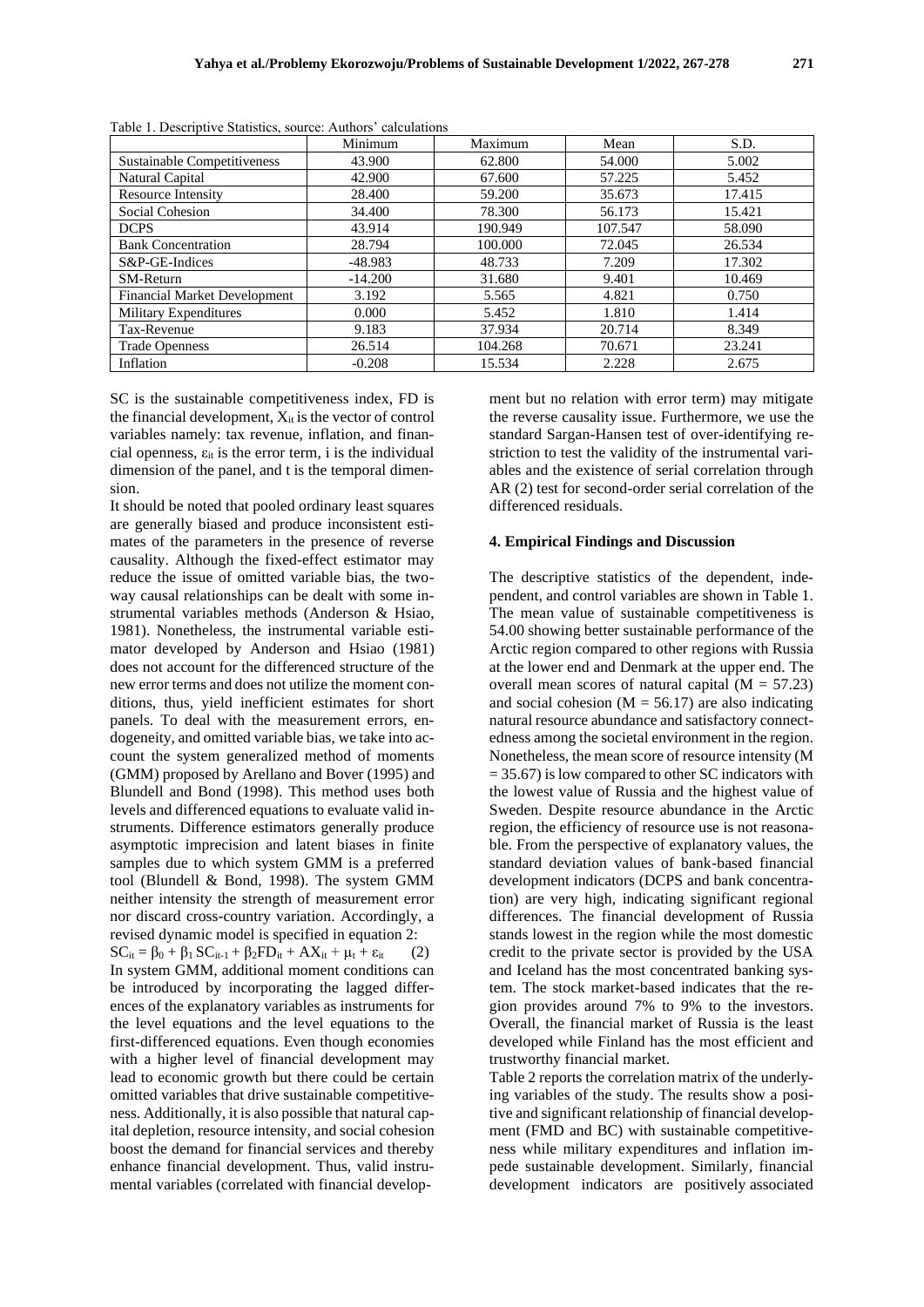Table 1. Descriptive Statistics, source: Authors' calculations

| | Minimum | Maximum | Mean | S.D. |
|---|---|---|---|---|
| Sustainable Competitiveness | 43.900 | 62.800 | 54.000 | 5.002 |
| Natural Capital | 42.900 | 67.600 | 57.225 | 5.452 |
| Resource Intensity | 28.400 | 59.200 | 35.673 | 17.415 |
| Social Cohesion | 34.400 | 78.300 | 56.173 | 15.421 |
| DCPS | 43.914 | 190.949 | 107.547 | 58.090 |
| Bank Concentration | 28.794 | 100.000 | 72.045 | 26.534 |
| S&P-GE-Indices | -48.983 | 48.733 | 7.209 | 17.302 |
| SM-Return | -14.200 | 31.680 | 9.401 | 10.469 |
| Financial Market Development | 3.192 | 5.565 | 4.821 | 0.750 |
| Military Expenditures | 0.000 | 5.452 | 1.810 | 1.414 |
| Tax-Revenue | 9.183 | 37.934 | 20.714 | 8.349 |
| Trade Openness | 26.514 | 104.268 | 70.671 | 23.241 |
| Inflation | -0.208 | 15.534 | 2.228 | 2.675 |

SC is the sustainable competitiveness index, FD is the financial development, $X_{it}$ is the vector of control variables namely: tax revenue, inflation, and financial openness, $\varepsilon_{it}$ is the error term, i is the individual dimension of the panel, and t is the temporal dimension.

It should be noted that pooled ordinary least squares are generally biased and produce inconsistent estimates of the parameters in the presence of reverse causality. Although the fixed-effect estimator may reduce the issue of omitted variable bias, the two-way causal relationships can be dealt with some instrumental variables methods (Anderson & Hsiao, 1981). Nonetheless, the instrumental variable estimator developed by Anderson and Hsiao (1981) does not account for the differenced structure of the new error terms and does not utilize the moment conditions, thus, yield inefficient estimates for short panels. To deal with the measurement errors, endogeneity, and omitted variable bias, we take into account the system generalized method of moments (GMM) proposed by Arellano and Bover (1995) and Blundell and Bond (1998). This method uses both levels and differenced equations to evaluate valid instruments. Difference estimators generally produce asymptotic imprecision and latent biases in finite samples due to which system GMM is a preferred tool (Blundell & Bond, 1998). The system GMM neither intensity the strength of measurement error nor discard cross-country variation. Accordingly, a revised dynamic model is specified in equation 2:

$$SC_{it} = \beta_0 + \beta_1 SC_{it-1} + \beta_2 FD_{it} + AX_{it} + \mu_t + \varepsilon_{it} \quad (2)$$

In system GMM, additional moment conditions can be introduced by incorporating the lagged differences of the explanatory variables as instruments for the level equations and the level equations to the first-differenced equations. Even though economies with a higher level of financial development may lead to economic growth but there could be certain omitted variables that drive sustainable competitiveness. Additionally, it is also possible that natural capital depletion, resource intensity, and social cohesion boost the demand for financial services and thereby enhance financial development. Thus, valid instrumental variables (correlated with financial development but no relation with error term) may mitigate the reverse causality issue. Furthermore, we use the standard Sargan-Hansen test of over-identifying restriction to test the validity of the instrumental variables and the existence of serial correlation through AR (2) test for second-order serial correlation of the differenced residuals.

## 4. Empirical Findings and Discussion

The descriptive statistics of the dependent, independent, and control variables are shown in Table 1. The mean value of sustainable competitiveness is 54.00 showing better sustainable performance of the Arctic region compared to other regions with Russia at the lower end and Denmark at the upper end. The overall mean scores of natural capital (M = 57.23) and social cohesion (M = 56.17) are also indicating natural resource abundance and satisfactory connectedness among the societal environment in the region. Nonetheless, the mean score of resource intensity (M = 35.67) is low compared to other SC indicators with the lowest value of Russia and the highest value of Sweden. Despite resource abundance in the Arctic region, the efficiency of resource use is not reasonable. From the perspective of explanatory values, the standard deviation values of bank-based financial development indicators (DCPS and bank concentration) are very high, indicating significant regional differences. The financial development of Russia stands lowest in the region while the most domestic credit to the private sector is provided by the USA and Iceland has the most concentrated banking system. The stock market-based indicates that the region provides around 7% to 9% to the investors. Overall, the financial market of Russia is the least developed while Finland has the most efficient and trustworthy financial market.

Table 2 reports the correlation matrix of the underlying variables of the study. The results show a positive and significant relationship of financial development (FMD and BC) with sustainable competitiveness while military expenditures and inflation impede sustainable development. Similarly, financial development indicators are positively associated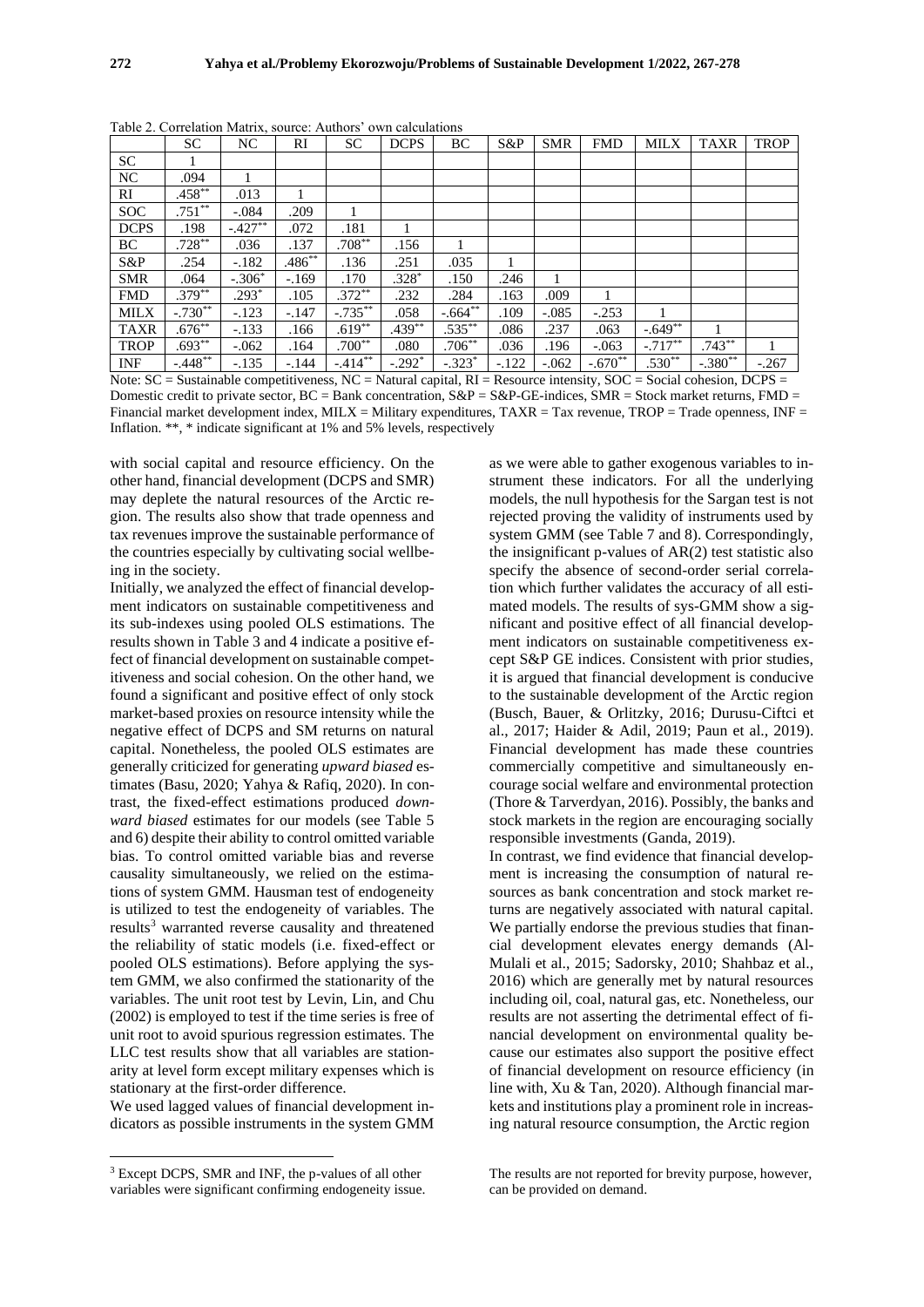Table 2. Correlation Matrix, source: Authors' own calculations

| | SC | NC | RI | SC | DCPS | BC | S&P | SMR | FMD | MILX | TAXR | TROP |
|---|---|---|---|---|---|---|---|---|---|---|---|---|
| SC | 1 | | | | | | | | | | | |
| NC | .094 | 1 | | | | | | | | | | |
| RI | .458** | .013 | 1 | | | | | | | | | |
| SOC | .751** | -.084 | .209 | 1 | | | | | | | | |
| DCPS | .198 | -.427** | .072 | .181 | 1 | | | | | | | |
| BC | .728** | .036 | .137 | .708** | .156 | 1 | | | | | | |
| S&P | .254 | -.182 | .486** | .136 | .251 | .035 | 1 | | | | | |
| SMR | .064 | -.306* | -.169 | .170 | .328* | .150 | .246 | 1 | | | | |
| FMD | .379** | .293* | .105 | .372** | .232 | .284 | .163 | .009 | 1 | | | |
| MILX | -.730** | -.123 | -.147 | -.735** | .058 | -.664** | .109 | -.085 | -.253 | 1 | | |
| TAXR | .676** | -.133 | .166 | .619** | .439** | .535** | .086 | .237 | .063 | -.649** | 1 | |
| TROP | .693** | -.062 | .164 | .700** | .080 | .706** | .036 | .196 | -.063 | -.717** | .743** | 1 |
| INF | -.448** | -.135 | -.144 | -.414** | -.292* | -.323* | -.122 | -.062 | -.670** | .530** | -.380** | -.267 |

Note: SC = Sustainable competitiveness, NC = Natural capital, RI = Resource intensity, SOC = Social cohesion, DCPS = Domestic credit to private sector, BC = Bank concentration, S&P = S&P-GE-indices, SMR = Stock market returns, FMD = Financial market development index, MILX = Military expenditures, TAXR = Tax revenue, TROP = Trade openness, INF = Inflation. **, * indicate significant at 1% and 5% levels, respectively

with social capital and resource efficiency. On the other hand, financial development (DCPS and SMR) may deplete the natural resources of the Arctic region. The results also show that trade openness and tax revenues improve the sustainable performance of the countries especially by cultivating social wellbeing in the society.

Initially, we analyzed the effect of financial development indicators on sustainable competitiveness and its sub-indexes using pooled OLS estimations. The results shown in Table 3 and 4 indicate a positive effect of financial development on sustainable competitiveness and social cohesion. On the other hand, we found a significant and positive effect of only stock market-based proxies on resource intensity while the negative effect of DCPS and SM returns on natural capital. Nonetheless, the pooled OLS estimates are generally criticized for generating *upward biased* estimates (Basu, 2020; Yahya & Rafiq, 2020). In contrast, the fixed-effect estimations produced *downward biased* estimates for our models (see Table 5 and 6) despite their ability to control omitted variable bias. To control omitted variable bias and reverse causality simultaneously, we relied on the estimations of system GMM. Hausman test of endogeneity is utilized to test the endogeneity of variables. The results[3] warranted reverse causality and threatened the reliability of static models (i.e. fixed-effect or pooled OLS estimations). Before applying the system GMM, we also confirmed the stationarity of the variables. The unit root test by Levin, Lin, and Chu (2002) is employed to test if the time series is free of unit root to avoid spurious regression estimates. The LLC test results show that all variables are stationarity at level form except military expenses which is stationary at the first-order difference.

We used lagged values of financial development indicators as possible instruments in the system GMM as we were able to gather exogenous variables to instrument these indicators. For all the underlying models, the null hypothesis for the Sargan test is not rejected proving the validity of instruments used by system GMM (see Table 7 and 8). Correspondingly, the insignificant p-values of AR(2) test statistic also specify the absence of second-order serial correlation which further validates the accuracy of all estimated models. The results of sys-GMM show a significant and positive effect of all financial development indicators on sustainable competitiveness except S&P GE indices. Consistent with prior studies, it is argued that financial development is conducive to the sustainable development of the Arctic region (Busch, Bauer, & Orlitzky, 2016; Durusu-Ciftci et al., 2017; Haider & Adil, 2019; Paun et al., 2019). Financial development has made these countries commercially competitive and simultaneously encourage social welfare and environmental protection (Thore & Tarverdyan, 2016). Possibly, the banks and stock markets in the region are encouraging socially responsible investments (Ganda, 2019).

In contrast, we find evidence that financial development is increasing the consumption of natural resources as bank concentration and stock market returns are negatively associated with natural capital. We partially endorse the previous studies that financial development elevates energy demands (Al-Mulali et al., 2015; Sadorsky, 2010; Shahbaz et al., 2016) which are generally met by natural resources including oil, coal, natural gas, etc. Nonetheless, our results are not asserting the detrimental effect of financial development on environmental quality because our estimates also support the positive effect of financial development on resource efficiency (in line with, Xu & Tan, 2020). Although financial markets and institutions play a prominent role in increasing natural resource consumption, the Arctic region

[3] Except DCPS, SMR and INF, the p-values of all other variables were significant confirming endogeneity issue. The results are not reported for brevity purpose, however, can be provided on demand.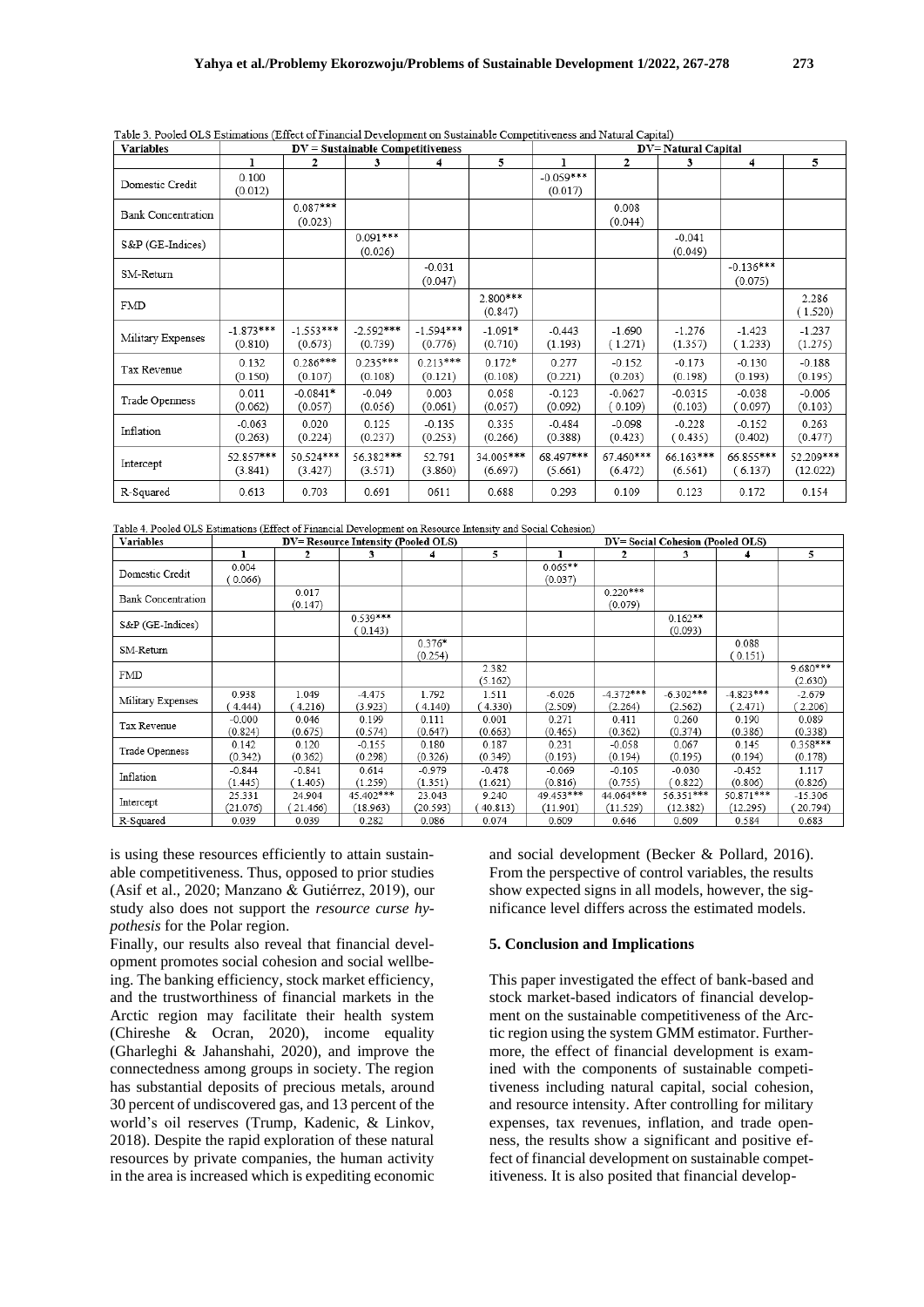Table 3. Pooled OLS Estimations (Effect of Financial Development on Sustainable Competitiveness and Natural Capital)

| Variables | DV = Sustainable Competitiveness | | | | | DV= Natural Capital | | | | |
|---|---|---|---|---|---|---|---|---|---|---|
| | 1 | 2 | 3 | 4 | 5 | 1 | 2 | 3 | 4 | 5 |
| Domestic Credit | 0.100 (0.012) | | | | | -0.059*** (0.017) | | | | |
| Bank Concentration | | 0.087*** (0.023) | | | | | 0.008 (0.044) | | | |
| S&P (GE-Indices) | | | 0.091*** (0.026) | | | | | -0.041 (0.049) | | |
| SM-Return | | | | -0.031 (0.047) | | | | | -0.136*** (0.075) | |
| FMD | | | | | 2.800*** (0.847) | | | | | 2.286 (1.520) |
| Military Expenses | -1.873*** (0.810) | -1.553*** (0.673) | -2.592*** (0.739) | -1.594*** (0.776) | -1.091* (0.710) | -0.443 (1.193) | -1.690 (1.271) | -1.276 (1.357) | -1.423 (1.233) | -1.237 (1.275) |
| Tax Revenue | 0.132 (0.150) | 0.286*** (0.107) | 0.235*** (0.108) | 0.213*** (0.121) | 0.172* (0.108) | 0.277 (0.221) | -0.152 (0.203) | -0.173 (0.198) | -0.130 (0.193) | -0.188 (0.195) |
| Trade Openness | 0.011 (0.062) | -0.0841* (0.057) | -0.049 (0.056) | 0.003 (0.061) | 0.058 (0.057) | -0.123 (0.092) | -0.0627 (0.109) | -0.0315 (0.103) | -0.038 (0.097) | -0.006 (0.103) |
| Inflation | -0.063 (0.263) | 0.020 (0.224) | 0.125 (0.237) | -0.135 (0.253) | 0.335 (0.266) | -0.484 (0.388) | -0.098 (0.423) | -0.228 (0.435) | -0.152 (0.402) | 0.263 (0.477) |
| Intercept | 52.857*** (3.841) | 50.524*** (3.427) | 56.382*** (3.571) | 52.791 (3.860) | 34.005*** (6.697) | 68.497*** (5.661) | 67.460*** (6.472) | 66.163*** (6.561) | 66.855*** (6.137) | 52.209*** (12.022) |
| R-Squared | 0.613 | 0.703 | 0.691 | 0611 | 0.688 | 0.293 | 0.109 | 0.123 | 0.172 | 0.154 |

Table 4. Pooled OLS Estimations (Effect of Financial Development on Resource Intensity and Social Cohesion)

| Variables | DV= Resource Intensity (Pooled OLS) | | | | | DV= Social Cohesion (Pooled OLS) | | | | |
|---|---|---|---|---|---|---|---|---|---|---|
| | 1 | 2 | 3 | 4 | 5 | 1 | 2 | 3 | 4 | 5 |
| Domestic Credit | 0.004 (0.066) | | | | | 0.065** (0.037) | | | | |
| Bank Concentration | | 0.017 (0.147) | | | | | 0.220*** (0.079) | | | |
| S&P (GE-Indices) | | | 0.539*** (0.143) | | | | | 0.162** (0.093) | | |
| SM-Return | | | | 0.376* (0.254) | | | | | 0.088 (0.151) | |
| FMD | | | | | 2.382 (5.162) | | | | | 9.680*** (2.630) |
| Military Expenses | 0.938 (4.444) | 1.049 (4.216) | -4.475 (3.923) | 1.792 (4.140) | 1.511 (4.330) | -6.026 (2.509) | -4.372*** (2.264) | -6.302*** (2.562) | -4.823*** (2.471) | -2.679 (2.206) |
| Tax Revenue | -0.000 (0.824) | 0.046 (0.675) | 0.199 (0.574) | 0.111 (0.647) | 0.001 (0.663) | 0.271 (0.465) | 0.411 (0.362) | 0.260 (0.374) | 0.190 (0.386) | 0.089 (0.338) |
| Trade Openness | 0.142 (0.342) | 0.120 (0.362) | -0.155 (0.298) | 0.180 (0.326) | 0.187 (0.349) | 0.231 (0.193) | -0.058 (0.194) | 0.067 (0.195) | 0.145 (0.194) | 0.358*** (0.178) |
| Inflation | -0.844 (1.445) | -0.841 (1.405) | 0.614 (1.259) | -0.979 (1.351) | -0.478 (1.621) | -0.069 (0.816) | -0.105 (0.755) | -0.030 (0.822) | -0.452 (0.806) | 1.117 (0.826) |
| Intercept | 25.331 (21.076) | 24.904 (21.466) | 45.402*** (18.963) | 23.043 (20.593) | 9.240 (40.813) | 49.453*** (11.901) | 44.064*** (11.529) | 56.351*** (12.382) | 50.871*** (12.295) | -15.306 (20.794) |
| R-Squared | 0.039 | 0.039 | 0.282 | 0.086 | 0.074 | 0.609 | 0.646 | 0.609 | 0.584 | 0.683 |

is using these resources efficiently to attain sustainable competitiveness. Thus, opposed to prior studies (Asif et al., 2020; Manzano & Gutiérrez, 2019), our study also does not support the *resource curse hypothesis* for the Polar region.

Finally, our results also reveal that financial development promotes social cohesion and social wellbeing. The banking efficiency, stock market efficiency, and the trustworthiness of financial markets in the Arctic region may facilitate their health system (Chireshe & Ocran, 2020), income equality (Gharleghi & Jahanshahi, 2020), and improve the connectedness among groups in society. The region has substantial deposits of precious metals, around 30 percent of undiscovered gas, and 13 percent of the world's oil reserves (Trump, Kadenic, & Linkov, 2018). Despite the rapid exploration of these natural resources by private companies, the human activity in the area is increased which is expediting economic and social development (Becker & Pollard, 2016). From the perspective of control variables, the results show expected signs in all models, however, the significance level differs across the estimated models.

## 5. Conclusion and Implications

This paper investigated the effect of bank-based and stock market-based indicators of financial development on the sustainable competitiveness of the Arctic region using the system GMM estimator. Furthermore, the effect of financial development is examined with the components of sustainable competitiveness including natural capital, social cohesion, and resource intensity. After controlling for military expenses, tax revenues, inflation, and trade openness, the results show a significant and positive effect of financial development on sustainable competitiveness. It is also posited that financial develop-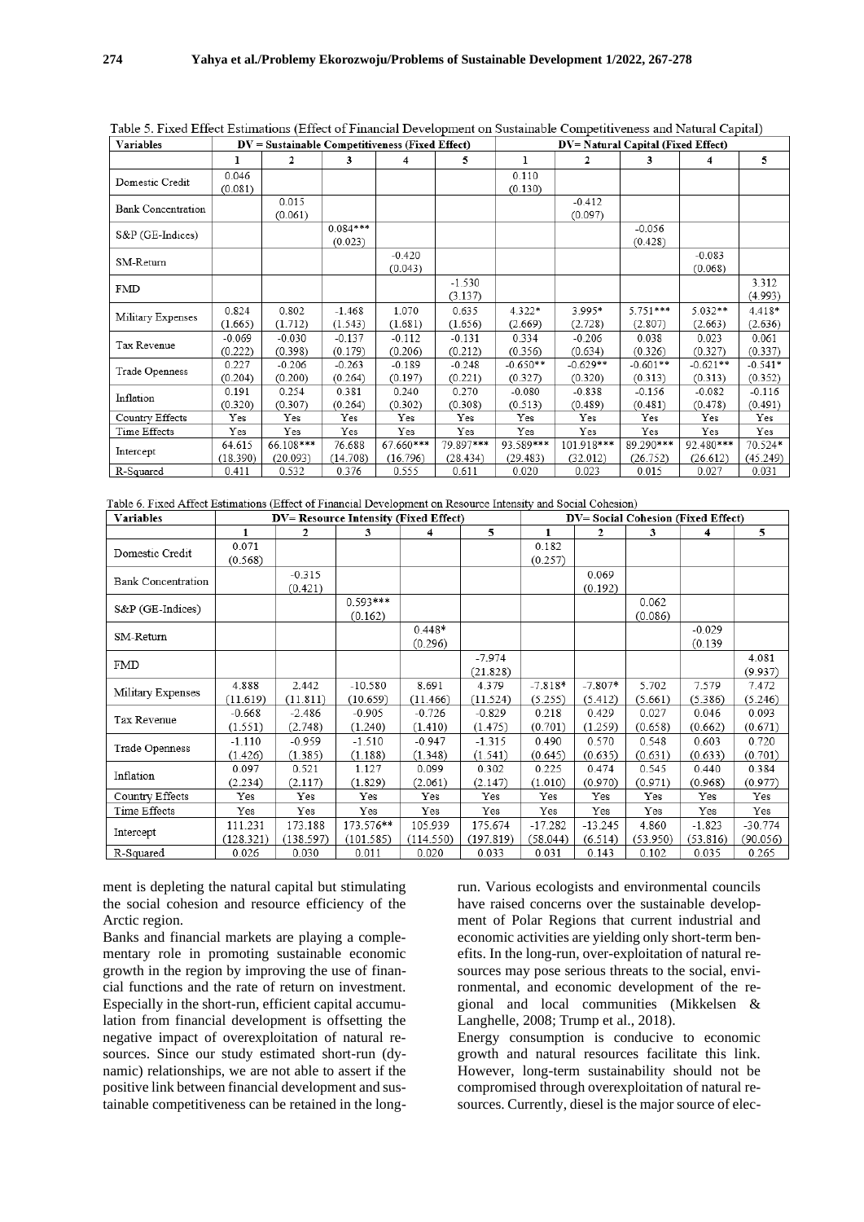Table 5. Fixed Effect Estimations (Effect of Financial Development on Sustainable Competitiveness and Natural Capital)

| Variables | DV = Sustainable Competitiveness (Fixed Effect) | | | | | DV= Natural Capital (Fixed Effect) | | | | |
|---|---|---|---|---|---|---|---|---|---|---|
| | 1 | 2 | 3 | 4 | 5 | 1 | 2 | 3 | 4 | 5 |
| Domestic Credit | 0.046<br>(0.081) | | | | | 0.110<br>(0.130) | | | | |
| Bank Concentration | | 0.015<br>(0.061) | | | | | -0.412<br>(0.097) | | | |
| S&P (GE-Indices) | | | 0.084***<br>(0.023) | | | | | -0.056<br>(0.428) | | |
| SM-Return | | | | -0.420<br>(0.043) | | | | | -0.083<br>(0.068) | |
| FMD | | | | | -1.530<br>(3.137) | | | | | 3.312<br>(4.993) |
| Military Expenses | 0.824<br>(1.665) | 0.802<br>(1.712) | -1.468<br>(1.543) | 1.070<br>(1.681) | 0.635<br>(1.656) | 4.322*<br>(2.669) | 3.995*<br>(2.728) | 5.751***<br>(2.807) | 5.032**<br>(2.663) | 4.418*<br>(2.636) |
| Tax Revenue | -0.069<br>(0.222) | -0.030<br>(0.398) | -0.137<br>(0.179) | -0.112<br>(0.206) | -0.131<br>(0.212) | 0.334<br>(0.356) | -0.206<br>(0.634) | 0.038<br>(0.326) | 0.023<br>(0.327) | 0.061<br>(0.337) |
| Trade Openness | 0.227<br>(0.204) | -0.206<br>(0.200) | -0.263<br>(0.264) | -0.189<br>(0.197) | -0.248<br>(0.221) | -0.650**<br>(0.327) | -0.629**<br>(0.320) | -0.601**<br>(0.313) | -0.621**<br>(0.313) | -0.541*<br>(0.352) |
| Inflation | 0.191<br>(0.320) | 0.254<br>(0.307) | 0.381<br>(0.264) | 0.240<br>(0.302) | 0.270<br>(0.308) | -0.080<br>(0.513) | -0.838<br>(0.489) | -0.156<br>(0.481) | -0.082<br>(0.478) | -0.116<br>(0.491) |
| Country Effects | Yes | Yes | Yes | Yes | Yes | Yes | Yes | Yes | Yes | Yes |
| Time Effects | Yes | Yes | Yes | Yes | Yes | Yes | Yes | Yes | Yes | Yes |
| Intercept | 64.615<br>(18.390) | 66.108***<br>(20.093) | 76.688<br>(14.708) | 67.660***<br>(16.796) | 79.897***<br>(28.434) | 93.589***<br>(29.483) | 101.918***<br>(32.012) | 89.290***<br>(26.752) | 92.480***<br>(26.612) | 70.524*<br>(45.249) |
| R-Squared | 0.411 | 0.532 | 0.376 | 0.555 | 0.611 | 0.020 | 0.023 | 0.015 | 0.027 | 0.031 |

Table 6. Fixed Affect Estimations (Effect of Financial Development on Resource Intensity and Social Cohesion)

| Variables | DV= Resource Intensity (Fixed Effect) | | | | | DV= Social Cohesion (Fixed Effect) | | | | |
|---|---|---|---|---|---|---|---|---|---|---|
| | 1 | 2 | 3 | 4 | 5 | 1 | 2 | 3 | 4 | 5 |
| Domestic Credit | 0.071<br>(0.568) | | | | | 0.182<br>(0.257) | | | | |
| Bank Concentration | | -0.315<br>(0.421) | | | | | 0.069<br>(0.192) | | | |
| S&P (GE-Indices) | | | 0.593***<br>(0.162) | | | | | 0.062<br>(0.086) | | |
| SM-Return | | | | 0.448*<br>(0.296) | | | | | -0.029<br>(0.139 | |
| FMD | | | | | -7.974<br>(21.828) | | | | | 4.081<br>(9.937) |
| Military Expenses | 4.888<br>(11.619) | 2.442<br>(11.811) | -10.580<br>(10.659) | 8.691<br>(11.466) | 4.379<br>(11.524) | -7.818*<br>(5.255) | -7.807*<br>(5.412) | 5.702<br>(5.661) | 7.579<br>(5.386) | 7.472<br>(5.246) |
| Tax Revenue | -0.668<br>(1.551) | -2.486<br>(2.748) | -0.905<br>(1.240) | -0.726<br>(1.410) | -0.829<br>(1.475) | 0.218<br>(0.701) | 0.429<br>(1.259) | 0.027<br>(0.658) | 0.046<br>(0.662) | 0.093<br>(0.671) |
| Trade Openness | -1.110<br>(1.426) | -0.959<br>(1.385) | -1.510<br>(1.188) | -0.947<br>(1.348) | -1.315<br>(1.541) | 0.490<br>(0.645) | 0.570<br>(0.635) | 0.548<br>(0.631) | 0.603<br>(0.633) | 0.720<br>(0.701) |
| Inflation | 0.097<br>(2.234) | 0.521<br>(2.117) | 1.127<br>(1.829) | 0.099<br>(2.061) | 0.302<br>(2.147) | 0.225<br>(1.010) | 0.474<br>(0.970) | 0.545<br>(0.971) | 0.440<br>(0.968) | 0.384<br>(0.977) |
| Country Effects | Yes | Yes | Yes | Yes | Yes | Yes | Yes | Yes | Yes | Yes |
| Time Effects | Yes | Yes | Yes | Yes | Yes | Yes | Yes | Yes | Yes | Yes |
| Intercept | 111.231<br>(128.321) | 173.188<br>(138.597) | 173.576**<br>(101.585) | 105.939<br>(114.550) | 175.674<br>(197.819) | -17.282<br>(58.044) | -13.245<br>(6.514) | 4.860<br>(53.950) | -1.823<br>(53.816) | -30.774<br>(90.056) |
| R-Squared | 0.026 | 0.030 | 0.011 | 0.020 | 0.033 | 0.031 | 0.143 | 0.102 | 0.035 | 0.265 |

ment is depleting the natural capital but stimulating the social cohesion and resource efficiency of the Arctic region.

Banks and financial markets are playing a complementary role in promoting sustainable economic growth in the region by improving the use of financial functions and the rate of return on investment. Especially in the short-run, efficient capital accumulation from financial development is offsetting the negative impact of overexploitation of natural resources. Since our study estimated short-run (dynamic) relationships, we are not able to assert if the positive link between financial development and sustainable competitiveness can be retained in the long-run. Various ecologists and environmental councils have raised concerns over the sustainable development of Polar Regions that current industrial and economic activities are yielding only short-term benefits. In the long-run, over-exploitation of natural resources may pose serious threats to the social, environmental, and economic development of the regional and local communities (Mikkelsen & Langhelle, 2008; Trump et al., 2018).

Energy consumption is conducive to economic growth and natural resources facilitate this link. However, long-term sustainability should not be compromised through overexploitation of natural resources. Currently, diesel is the major source of elec-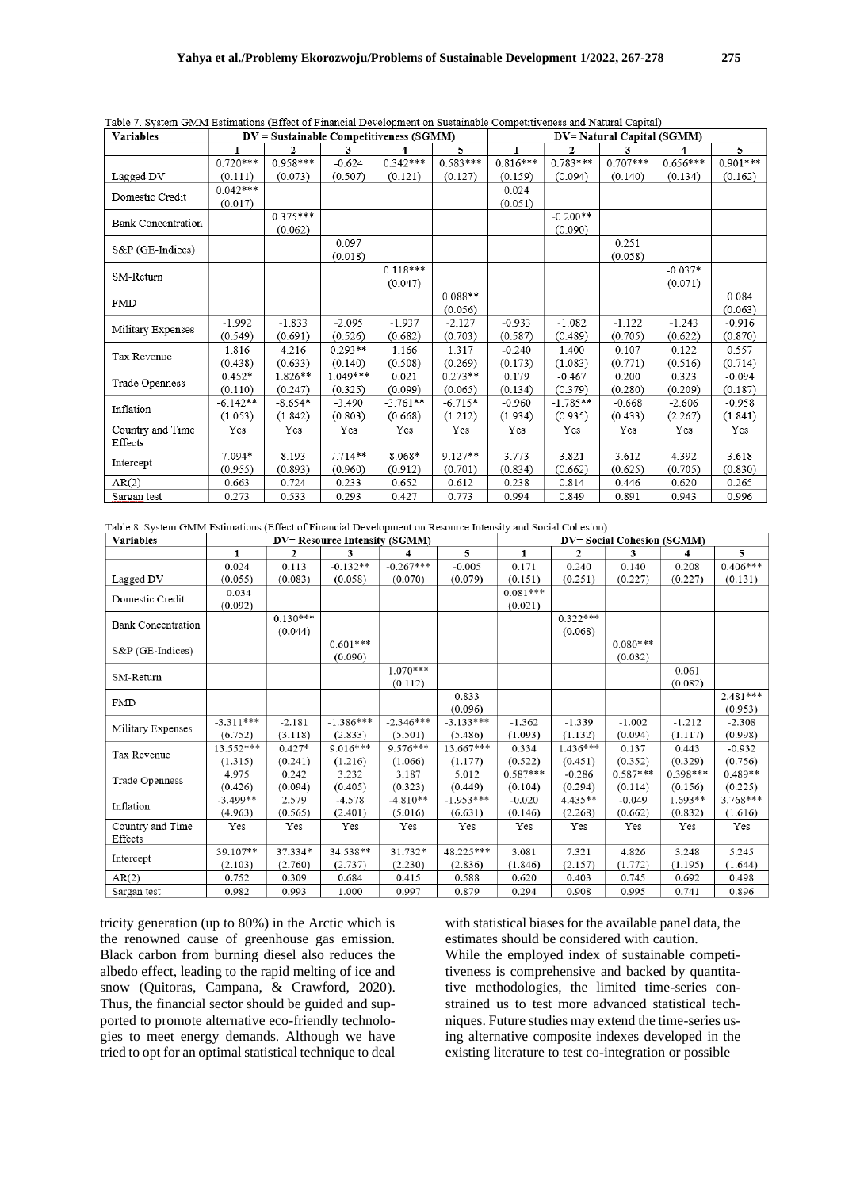Table 7. System GMM Estimations (Effect of Financial Development on Sustainable Competitiveness and Natural Capital)

| Variables | DV = Sustainable Competitiveness (SGMM) | | | | | DV= Natural Capital (SGMM) | | | | |
|---|---|---|---|---|---|---|---|---|---|---|
| | 1 | 2 | 3 | 4 | 5 | 1 | 2 | 3 | 4 | 5 |
| Lagged DV | 0.720*** (0.111) | 0.958*** (0.073) | -0.624 (0.507) | 0.342*** (0.121) | 0.583*** (0.127) | 0.816*** (0.159) | 0.783*** (0.094) | 0.707*** (0.140) | 0.656*** (0.134) | 0.901*** (0.162) |
| Domestic Credit | 0.042*** (0.017) | | | | | 0.024 (0.051) | | | | |
| Bank Concentration | | 0.375*** (0.062) | | | | | -0.200** (0.090) | | | |
| S&P (GE-Indices) | | | 0.097 (0.018) | | | | | 0.251 (0.058) | | |
| SM-Return | | | | 0.118*** (0.047) | | | | | -0.037* (0.071) | |
| FMD | | | | | 0.088** (0.056) | | | | | 0.084 (0.063) |
| Military Expenses | -1.992 (0.549) | -1.833 (0.691) | -2.095 (0.526) | -1.937 (0.682) | -2.127 (0.703) | -0.933 (0.587) | -1.082 (0.489) | -1.122 (0.705) | -1.243 (0.622) | -0.916 (0.870) |
| Tax Revenue | 1.816 (0.438) | 4.216 (0.633) | 0.293** (0.140) | 1.166 (0.508) | 1.317 (0.269) | -0.240 (0.173) | 1.400 (1.083) | 0.107 (0.771) | 0.122 (0.516) | 0.557 (0.714) |
| Trade Openness | 0.452* (0.110) | 1.826** (0.247) | 1.049*** (0.325) | 0.021 (0.099) | 0.273** (0.065) | 0.179 (0.134) | -0.467 (0.379) | 0.200 (0.280) | 0.323 (0.209) | -0.094 (0.187) |
| Inflation | -6.142** (1.053) | -8.654* (1.842) | -3.490 (0.803) | -3.761** (0.668) | -6.715* (1.212) | -0.960 (1.934) | -1.785** (0.935) | -0.668 (0.433) | -2.606 (2.267) | -0.958 (1.841) |
| Country and Time Effects | Yes | Yes | Yes | Yes | Yes | Yes | Yes | Yes | Yes | Yes |
| Intercept | 7.094* (0.955) | 8.193 (0.893) | 7.714** (0.960) | 8.068* (0.912) | 9.127** (0.701) | 3.773 (0.834) | 3.821 (0.662) | 3.612 (0.625) | 4.392 (0.705) | 3.618 (0.830) |
| AR(2) | 0.663 | 0.724 | 0.233 | 0.652 | 0.612 | 0.238 | 0.814 | 0.446 | 0.620 | 0.265 |
| Sargan test | 0.273 | 0.533 | 0.293 | 0.427 | 0.773 | 0.994 | 0.849 | 0.891 | 0.943 | 0.996 |

Table 8. System GMM Estimations (Effect of Financial Development on Resource Intensity and Social Cohesion)

| Variables | DV= Resource Intensity (SGMM) | | | | | DV= Social Cohesion (SGMM) | | | | |
|---|---|---|---|---|---|---|---|---|---|---|
| | 1 | 2 | 3 | 4 | 5 | 1 | 2 | 3 | 4 | 5 |
| Lagged DV | 0.024 (0.055) | 0.113 (0.083) | -0.132** (0.058) | -0.267*** (0.070) | -0.005 (0.079) | 0.171 (0.151) | 0.240 (0.251) | 0.140 (0.227) | 0.208 (0.227) | 0.406*** (0.131) |
| Domestic Credit | -0.034 (0.092) | | | | | 0.081*** (0.021) | | | | |
| Bank Concentration | | 0.130*** (0.044) | | | | | 0.322*** (0.068) | | | |
| S&P (GE-Indices) | | | 0.601*** (0.090) | | | | | 0.080*** (0.032) | | |
| SM-Return | | | | 1.070*** (0.112) | | | | | 0.061 (0.082) | |
| FMD | | | | | 0.833 (0.096) | | | | | 2.481*** (0.953) |
| Military Expenses | -3.311*** (6.752) | -2.181 (3.118) | -1.386*** (2.833) | -2.346*** (5.501) | -3.133*** (5.486) | -1.362 (1.093) | -1.339 (1.132) | -1.002 (0.094) | -1.212 (1.117) | -2.308 (0.998) |
| Tax Revenue | 13.552*** (1.315) | 0.427* (0.241) | 9.016*** (1.216) | 9.576*** (1.066) | 13.667*** (1.177) | 0.334 (0.522) | 1.436*** (0.451) | 0.137 (0.352) | 0.443 (0.329) | -0.932 (0.756) |
| Trade Openness | 4.975 (0.426) | 0.242 (0.094) | 3.232 (0.405) | 3.187 (0.323) | 5.012 (0.449) | 0.587*** (0.104) | -0.286 (0.294) | 0.587*** (0.114) | 0.398*** (0.156) | 0.489** (0.225) |
| Inflation | -3.499** (4.963) | 2.579 (0.565) | -4.578 (2.401) | -4.810** (5.016) | -1.953*** (6.631) | -0.020 (0.146) | 4.435** (2.268) | -0.049 (0.662) | 1.693** (0.832) | 3.768*** (1.616) |
| Country and Time Effects | Yes | Yes | Yes | Yes | Yes | Yes | Yes | Yes | Yes | Yes |
| Intercept | 39.107** (2.103) | 37.334* (2.760) | 34.538** (2.737) | 31.732* (2.230) | 48.225*** (2.836) | 3.081 (1.846) | 7.321 (2.157) | 4.826 (1.772) | 3.248 (1.195) | 5.245 (1.644) |
| AR(2) | 0.752 | 0.309 | 0.684 | 0.415 | 0.588 | 0.620 | 0.403 | 0.745 | 0.692 | 0.498 |
| Sargan test | 0.982 | 0.993 | 1.000 | 0.997 | 0.879 | 0.294 | 0.908 | 0.995 | 0.741 | 0.896 |

tricity generation (up to 80%) in the Arctic which is the renowned cause of greenhouse gas emission. Black carbon from burning diesel also reduces the albedo effect, leading to the rapid melting of ice and snow (Quitoras, Campana, & Crawford, 2020). Thus, the financial sector should be guided and supported to promote alternative eco-friendly technologies to meet energy demands. Although we have tried to opt for an optimal statistical technique to deal with statistical biases for the available panel data, the estimates should be considered with caution.

While the employed index of sustainable competitiveness is comprehensive and backed by quantitative methodologies, the limited time-series constrained us to test more advanced statistical techniques. Future studies may extend the time-series using alternative composite indexes developed in the existing literature to test co-integration or possible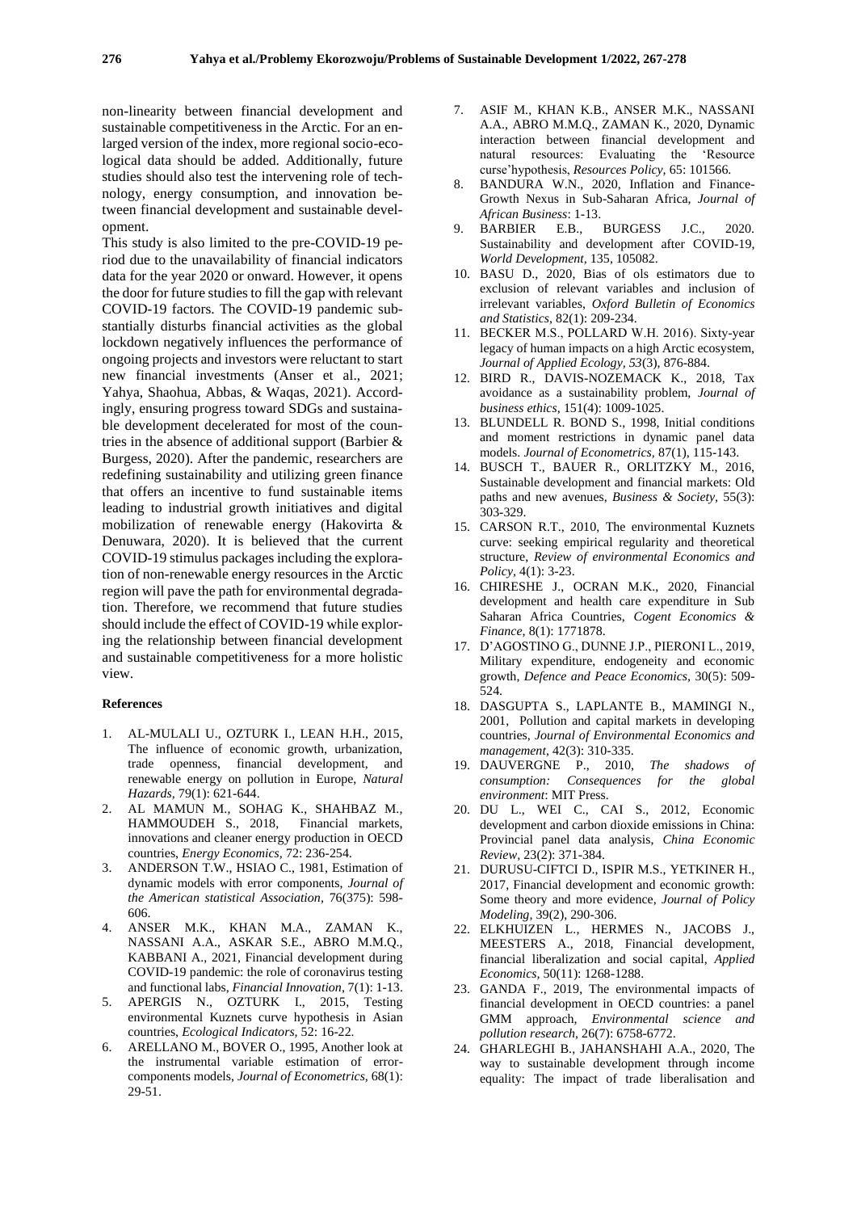non-linearity between financial development and sustainable competitiveness in the Arctic. For an enlarged version of the index, more regional socio-ecological data should be added. Additionally, future studies should also test the intervening role of technology, energy consumption, and innovation between financial development and sustainable development.

This study is also limited to the pre-COVID-19 period due to the unavailability of financial indicators data for the year 2020 or onward. However, it opens the door for future studies to fill the gap with relevant COVID-19 factors. The COVID-19 pandemic substantially disturbs financial activities as the global lockdown negatively influences the performance of ongoing projects and investors were reluctant to start new financial investments (Anser et al., 2021; Yahya, Shaohua, Abbas, & Waqas, 2021). Accordingly, ensuring progress toward SDGs and sustainable development decelerated for most of the countries in the absence of additional support (Barbier & Burgess, 2020). After the pandemic, researchers are redefining sustainability and utilizing green finance that offers an incentive to fund sustainable items leading to industrial growth initiatives and digital mobilization of renewable energy (Hakovirta & Denuwara, 2020). It is believed that the current COVID-19 stimulus packages including the exploration of non-renewable energy resources in the Arctic region will pave the path for environmental degradation. Therefore, we recommend that future studies should include the effect of COVID-19 while exploring the relationship between financial development and sustainable competitiveness for a more holistic view.

#### References

1. AL-MULALI U., OZTURK I., LEAN H.H., 2015, The influence of economic growth, urbanization, trade openness, financial development, and renewable energy on pollution in Europe, *Natural Hazards*, 79(1): 621-644.
2. AL MAMUN M., SOHAG K., SHAHBAZ M., HAMMOUDEH S., 2018, Financial markets, innovations and cleaner energy production in OECD countries, *Energy Economics*, 72: 236-254.
3. ANDERSON T.W., HSIAO C., 1981, Estimation of dynamic models with error components, *Journal of the American statistical Association*, 76(375): 598-606.
4. ANSER M.K., KHAN M.A., ZAMAN K., NASSANI A.A., ASKAR S.E., ABRO M.M.Q., KABBANI A., 2021, Financial development during COVID-19 pandemic: the role of coronavirus testing and functional labs, *Financial Innovation*, 7(1): 1-13.
5. APERGIS N., OZTURK I., 2015, Testing environmental Kuznets curve hypothesis in Asian countries, *Ecological Indicators*, 52: 16-22.
6. ARELLANO M., BOVER O., 1995, Another look at the instrumental variable estimation of error-components models, *Journal of Econometrics*, 68(1): 29-51.
7. ASIF M., KHAN K.B., ANSER M.K., NASSANI A.A., ABRO M.M.Q., ZAMAN K., 2020, Dynamic interaction between financial development and natural resources: Evaluating the 'Resource curse'hypothesis, *Resources Policy*, 65: 101566.
8. BANDURA W.N., 2020, Inflation and Finance-Growth Nexus in Sub-Saharan Africa, *Journal of African Business*: 1-13.
9. BARBIER E.B., BURGESS J.C., 2020. Sustainability and development after COVID-19, *World Development*, 135, 105082.
10. BASU D., 2020, Bias of ols estimators due to exclusion of relevant variables and inclusion of irrelevant variables, *Oxford Bulletin of Economics and Statistics*, 82(1): 209-234.
11. BECKER M.S., POLLARD W.H. 2016). Sixty-year legacy of human impacts on a high Arctic ecosystem, *Journal of Applied Ecology, 53*(3), 876-884.
12. BIRD R., DAVIS-NOZEMACK K., 2018, Tax avoidance as a sustainability problem, *Journal of business ethics*, 151(4): 1009-1025.
13. BLUNDELL R. BOND S., 1998, Initial conditions and moment restrictions in dynamic panel data models. *Journal of Econometrics*, 87(1), 115-143.
14. BUSCH T., BAUER R., ORLITZKY M., 2016, Sustainable development and financial markets: Old paths and new avenues, *Business & Society*, 55(3): 303-329.
15. CARSON R.T., 2010, The environmental Kuznets curve: seeking empirical regularity and theoretical structure, *Review of environmental Economics and Policy*, 4(1): 3-23.
16. CHIRESHE J., OCRAN M.K., 2020, Financial development and health care expenditure in Sub Saharan Africa Countries, *Cogent Economics & Finance*, 8(1): 1771878.
17. D'AGOSTINO G., DUNNE J.P., PIERONI L., 2019, Military expenditure, endogeneity and economic growth, *Defence and Peace Economics*, 30(5): 509-524.
18. DASGUPTA S., LAPLANTE B., MAMINGI N., 2001, Pollution and capital markets in developing countries, *Journal of Environmental Economics and management*, 42(3): 310-335.
19. DAUVERGNE P., 2010, *The shadows of consumption: Consequences for the global environment*: MIT Press.
20. DU L., WEI C., CAI S., 2012, Economic development and carbon dioxide emissions in China: Provincial panel data analysis, *China Economic Review*, 23(2): 371-384.
21. DURUSU-CIFTCI D., ISPIR M.S., YETKINER H., 2017, Financial development and economic growth: Some theory and more evidence, *Journal of Policy Modeling*, 39(2), 290-306.
22. ELKHUIZEN L., HERMES N., JACOBS J., MEESTERS A., 2018, Financial development, financial liberalization and social capital, *Applied Economics*, 50(11): 1268-1288.
23. GANDA F., 2019, The environmental impacts of financial development in OECD countries: a panel GMM approach, *Environmental science and pollution research*, 26(7): 6758-6772.
24. GHARLEGHI B., JAHANSHAHI A.A., 2020, The way to sustainable development through income equality: The impact of trade liberalisation and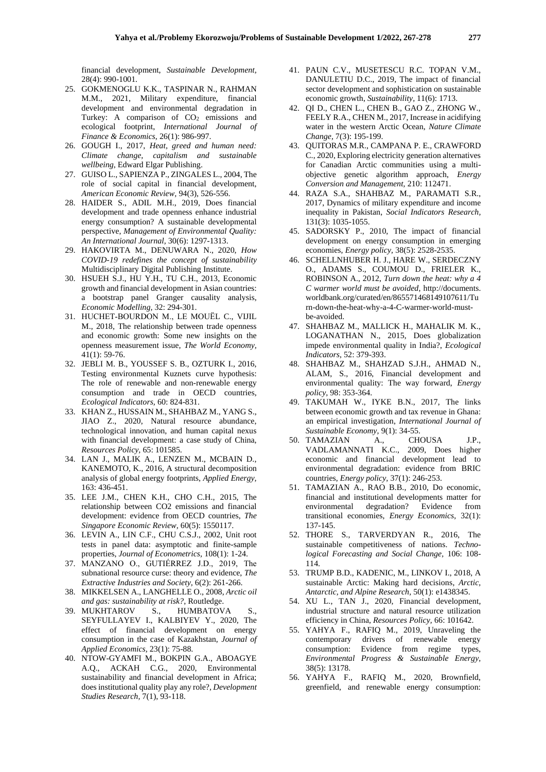financial development, *Sustainable Development*, 28(4): 990-1001.

25. GOKMENOGLU K.K., TASPINAR N., RAHMAN M.M., 2021, Military expenditure, financial development and environmental degradation in Turkey: A comparison of $CO_2$ emissions and ecological footprint, *International Journal of Finance & Economics*, 26(1): 986-997.
26. GOUGH I., 2017, *Heat, greed and human need: Climate change, capitalism and sustainable wellbeing*, Edward Elgar Publishing.
27. GUISO L., SAPIENZA P., ZINGALES L., 2004, The role of social capital in financial development, *American Economic Review*, 94(3), 526-556.
28. HAIDER S., ADIL M.H., 2019, Does financial development and trade openness enhance industrial energy consumption? A sustainable developmental perspective, *Management of Environmental Quality: An International Journal*, 30(6): 1297-1313.
29. HAKOVIRTA M., DENUWARA N., 2020, *How COVID-19 redefines the concept of sustainability* Multidisciplinary Digital Publishing Institute.
30. HSUEH S.J., HU Y.H., TU C.H., 2013, Economic growth and financial development in Asian countries: a bootstrap panel Granger causality analysis, *Economic Modelling*, 32: 294-301.
31. HUCHET-BOURDON M., LE MOUËL C., VIJIL M., 2018, The relationship between trade openness and economic growth: Some new insights on the openness measurement issue, *The World Economy*, 41(1): 59-76.
32. JEBLI M. B., YOUSSEF S. B., OZTURK I., 2016, Testing environmental Kuznets curve hypothesis: The role of renewable and non-renewable energy consumption and trade in OECD countries, *Ecological Indicators*, 60: 824-831.
33. KHAN Z., HUSSAIN M., SHAHBAZ M., YANG S., JIAO Z., 2020, Natural resource abundance, technological innovation, and human capital nexus with financial development: a case study of China, *Resources Policy*, 65: 101585.
34. LAN J., MALIK A., LENZEN M., MCBAIN D., KANEMOTO, K., 2016, A structural decomposition analysis of global energy footprints, *Applied Energy*, 163: 436-451.
35. LEE J.M., CHEN K.H., CHO C.H., 2015, The relationship between CO2 emissions and financial development: evidence from OECD countries, *The Singapore Economic Review*, 60(5): 1550117.
36. LEVIN A., LIN C.F., CHU C.S.J., 2002, Unit root tests in panel data: asymptotic and finite-sample properties, *Journal of Econometrics*, 108(1): 1-24.
37. MANZANO O., GUTIÉRREZ J.D., 2019, The subnational resource curse: theory and evidence, *The Extractive Industries and Society*, 6(2): 261-266.
38. MIKKELSEN A., LANGHELLE O., 2008, *Arctic oil and gas: sustainability at risk?*, Routledge.
39. MUKHTAROV S., HUMBATOVA S., SEYFULLAYEV I., KALBIYEV Y., 2020, The effect of financial development on energy consumption in the case of Kazakhstan, *Journal of Applied Economics*, 23(1): 75-88.
40. NTOW-GYAMFI M., BOKPIN G.A., ABOAGYE A.Q., ACKAH C.G., 2020, Environmental sustainability and financial development in Africa; does institutional quality play any role?, *Development Studies Research*, 7(1), 93-118.
41. PAUN C.V., MUSETESCU R.C. TOPAN V.M., DANULETIU D.C., 2019, The impact of financial sector development and sophistication on sustainable economic growth, *Sustainability*, 11(6): 1713.
42. QI D., CHEN L., CHEN B., GAO Z., ZHONG W., FEELY R.A., CHEN M., 2017, Increase in acidifying water in the western Arctic Ocean, *Nature Climate Change*, 7(3): 195-199.
43. QUITORAS M.R., CAMPANA P. E., CRAWFORD C., 2020, Exploring electricity generation alternatives for Canadian Arctic communities using a multi-objective genetic algorithm approach, *Energy Conversion and Management*, 210: 112471.
44. RAZA S.A., SHAHBAZ M., PARAMATI S.R., 2017, Dynamics of military expenditure and income inequality in Pakistan, *Social Indicators Research*, 131(3): 1035-1055.
45. SADORSKY P., 2010, The impact of financial development on energy consumption in emerging economies, *Energy policy*, 38(5): 2528-2535.
46. SCHELLNHUBER H. J., HARE W., SERDECZNY O., ADAMS S., COUMOU D., FRIELER K., ROBINSON A., 2012, *Turn down the heat: why a 4 C warmer world must be avoided*, http://documents.worldbank.org/curated/en/865571468149107611/Turn-down-the-heat-why-a-4-C-warmer-world-must-be-avoided.
47. SHAHBAZ M., MALLICK H., MAHALIK M. K., LOGANATHAN N., 2015, Does globalization impede environmental quality in India?, *Ecological Indicators*, 52: 379-393.
48. SHAHBAZ M., SHAHZAD S.J.H., AHMAD N., ALAM, S., 2016, Financial development and environmental quality: The way forward, *Energy policy*, 98: 353-364.
49. TAKUMAH W., IYKE B.N., 2017, The links between economic growth and tax revenue in Ghana: an empirical investigation, *International Journal of Sustainable Economy*, 9(1): 34-55.
50. TAMAZIAN A., CHOUSA J.P., VADLAMANNATI K.C., 2009, Does higher economic and financial development lead to environmental degradation: evidence from BRIC countries, *Energy policy*, 37(1): 246-253.
51. TAMAZIAN A., RAO B.B., 2010, Do economic, financial and institutional developments matter for environmental degradation? Evidence from transitional economies, *Energy Economics*, 32(1): 137-145.
52. THORE S., TARVERDYAN R., 2016, The sustainable competitiveness of nations. *Technological Forecasting and Social Change*, 106: 108-114.
53. TRUMP B.D., KADENIC, M., LINKOV I., 2018, A sustainable Arctic: Making hard decisions, *Arctic, Antarctic, and Alpine Research*, 50(1): e1438345.
54. XU L., TAN J., 2020, Financial development, industrial structure and natural resource utilization efficiency in China, *Resources Policy*, 66: 101642.
55. YAHYA F., RAFIQ M., 2019, Unraveling the contemporary drivers of renewable energy consumption: Evidence from regime types, *Environmental Progress & Sustainable Energy*, 38(5): 13178.
56. YAHYA F., RAFIQ M., 2020, Brownfield, greenfield, and renewable energy consumption: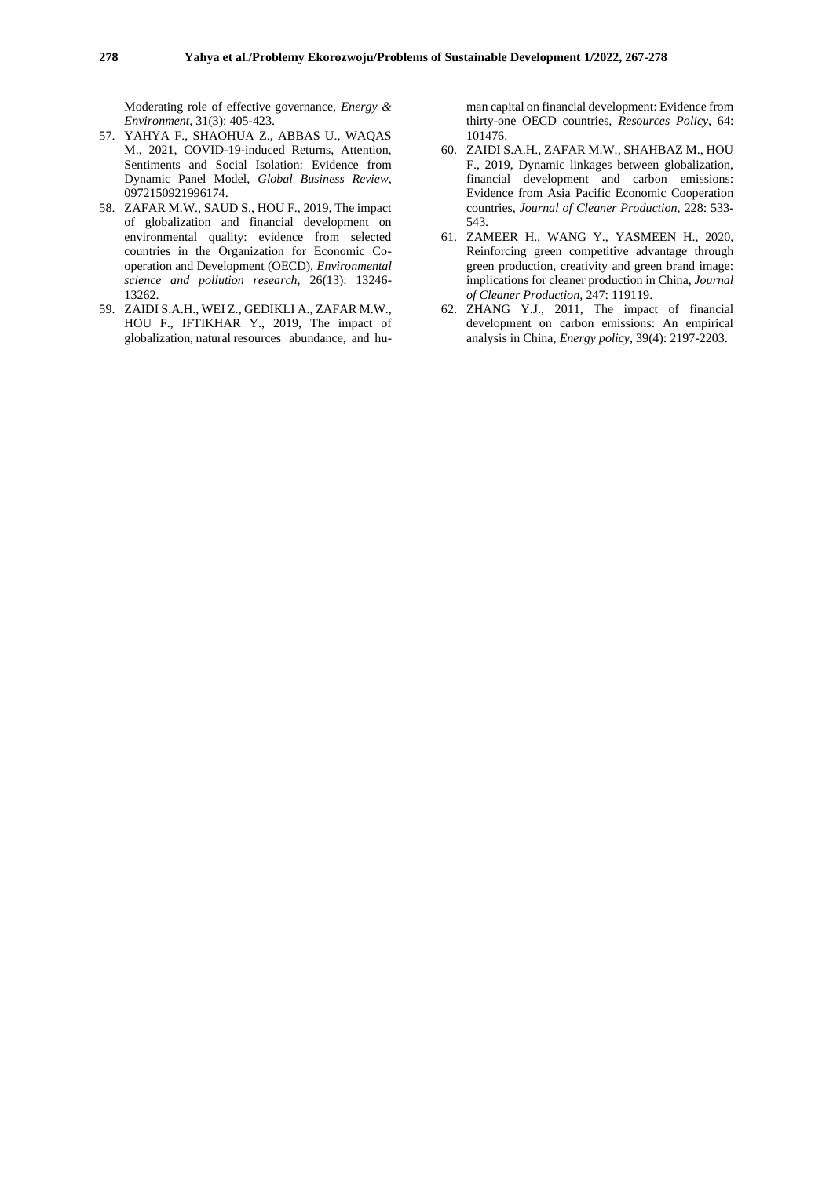Moderating role of effective governance, *Energy & Environment*, 31(3): 405-423.

57. YAHYA F., SHAOHUA Z., ABBAS U., WAQAS M., 2021, COVID-19-induced Returns, Attention, Sentiments and Social Isolation: Evidence from Dynamic Panel Model, *Global Business Review*, 0972150921996174.
58. ZAFAR M.W., SAUD S., HOU F., 2019, The impact of globalization and financial development on environmental quality: evidence from selected countries in the Organization for Economic Co-operation and Development (OECD), *Environmental science and pollution research*, 26(13): 13246-13262.
59. ZAIDI S.A.H., WEI Z., GEDIKLI A., ZAFAR M.W., HOU F., IFTIKHAR Y., 2019, The impact of globalization, natural resources abundance, and human capital on financial development: Evidence from thirty-one OECD countries, *Resources Policy*, 64: 101476.
60. ZAIDI S.A.H., ZAFAR M.W., SHAHBAZ M., HOU F., 2019, Dynamic linkages between globalization, financial development and carbon emissions: Evidence from Asia Pacific Economic Cooperation countries, *Journal of Cleaner Production*, 228: 533-543.
61. ZAMEER H., WANG Y., YASMEEN H., 2020, Reinforcing green competitive advantage through green production, creativity and green brand image: implications for cleaner production in China, *Journal of Cleaner Production*, 247: 119119.
62. ZHANG Y.J., 2011, The impact of financial development on carbon emissions: An empirical analysis in China, *Energy policy*, 39(4): 2197-2203.